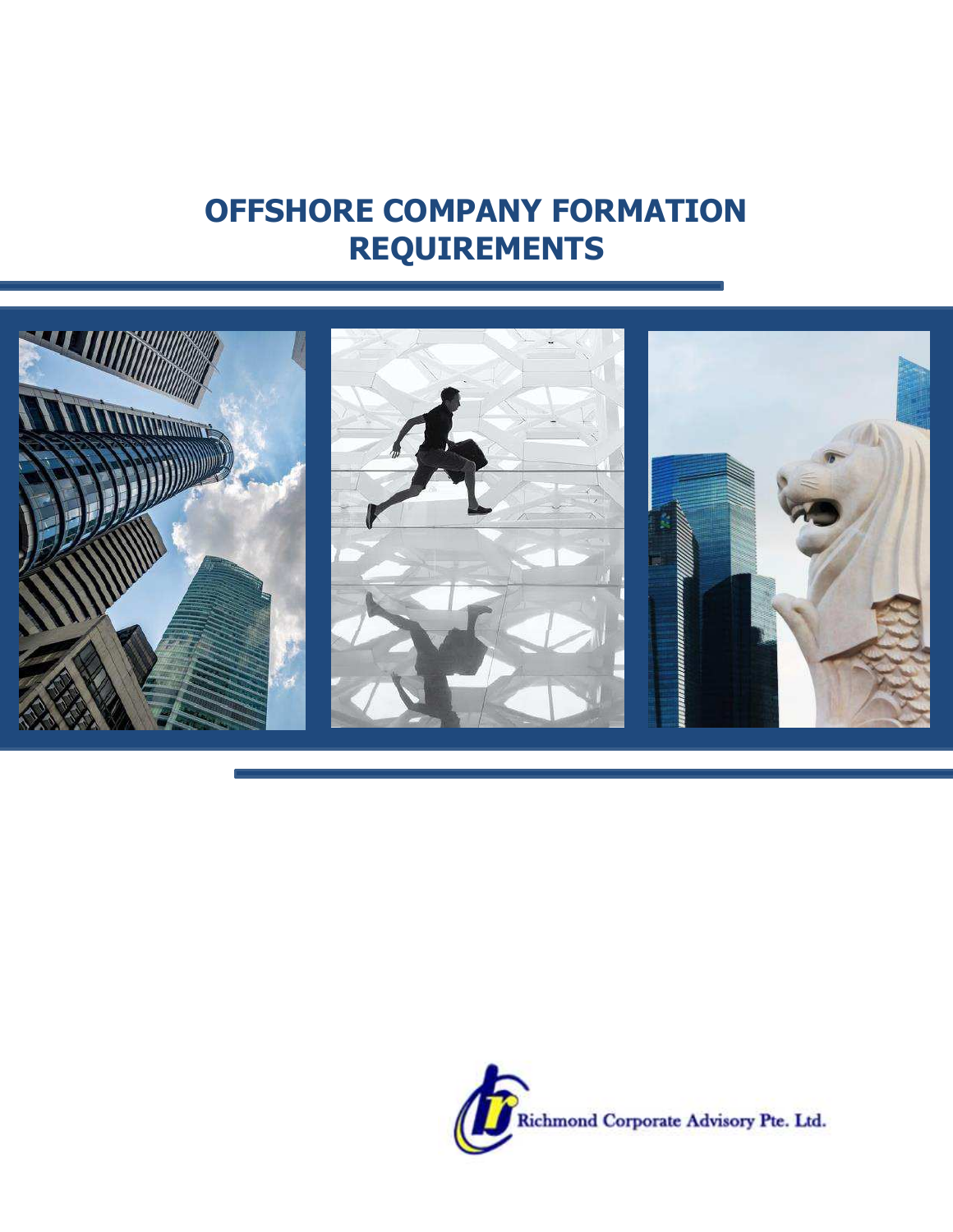# OFFSHORE COMPANY FORMATION REQUIREMENTS

Richmond Corporate Advisory Pte. Ltd.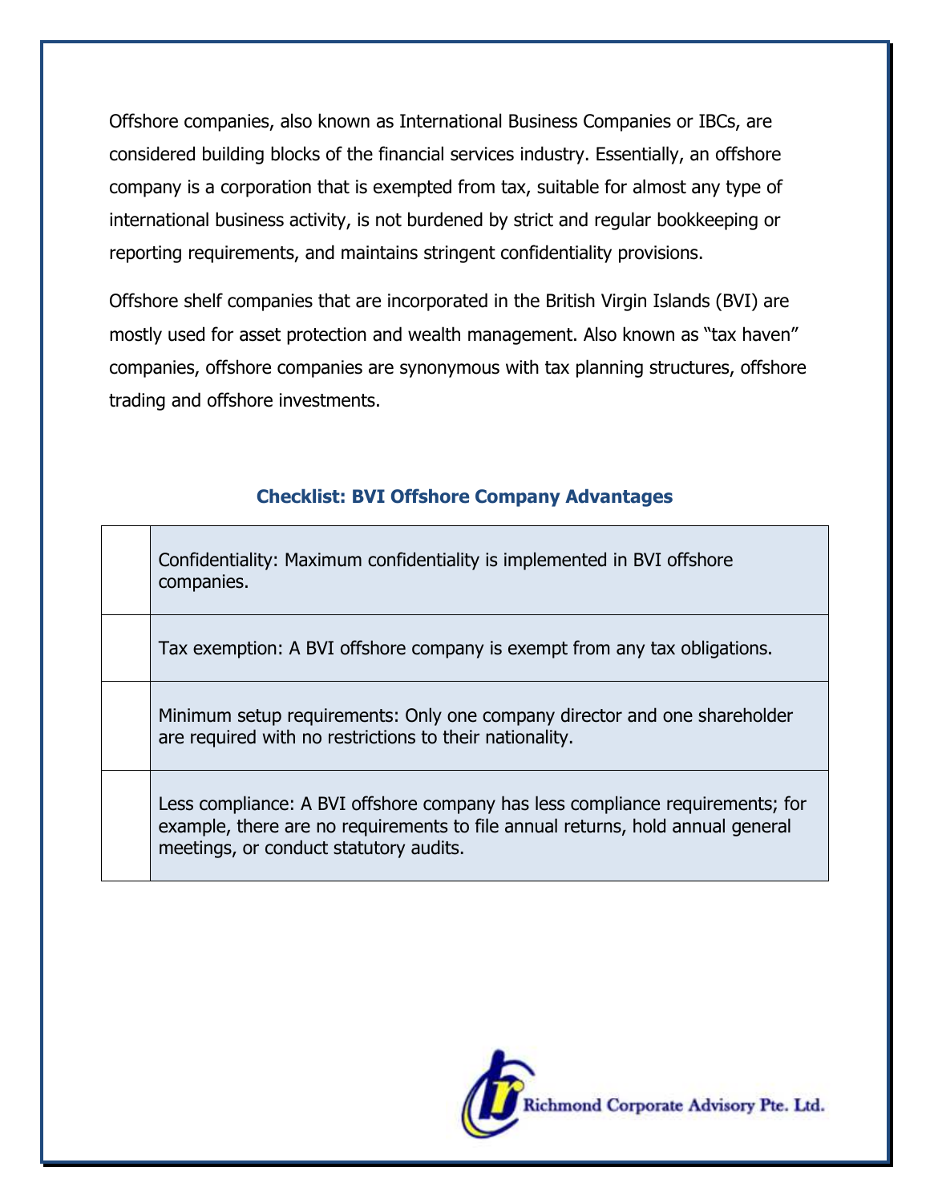Offshore companies, also known as International Business Companies or IBCs, are considered building blocks of the financial services industry. Essentially, an offshore company is a corporation that is exempted from tax, suitable for almost any type of international business activity, is not burdened by strict and regular bookkeeping or reporting requirements, and maintains stringent confidentiality provisions.

Offshore shelf companies that are incorporated in the British Virgin Islands (BVI) are mostly used for asset protection and wealth management. Also known as "tax haven" companies, offshore companies are synonymous with tax planning structures, offshore trading and offshore investments.

### Checklist: BVI Offshore Company Advantages

| | |
|---|---|
| | Confidentiality: Maximum confidentiality is implemented in BVI offshore companies. |
| | Tax exemption: A BVI offshore company is exempt from any tax obligations. |
| | Minimum setup requirements: Only one company director and one shareholder are required with no restrictions to their nationality. |
| | Less compliance: A BVI offshore company has less compliance requirements; for example, there are no requirements to file annual returns, hold annual general meetings, or conduct statutory audits. |

Richmond Corporate Advisory Pte. Ltd.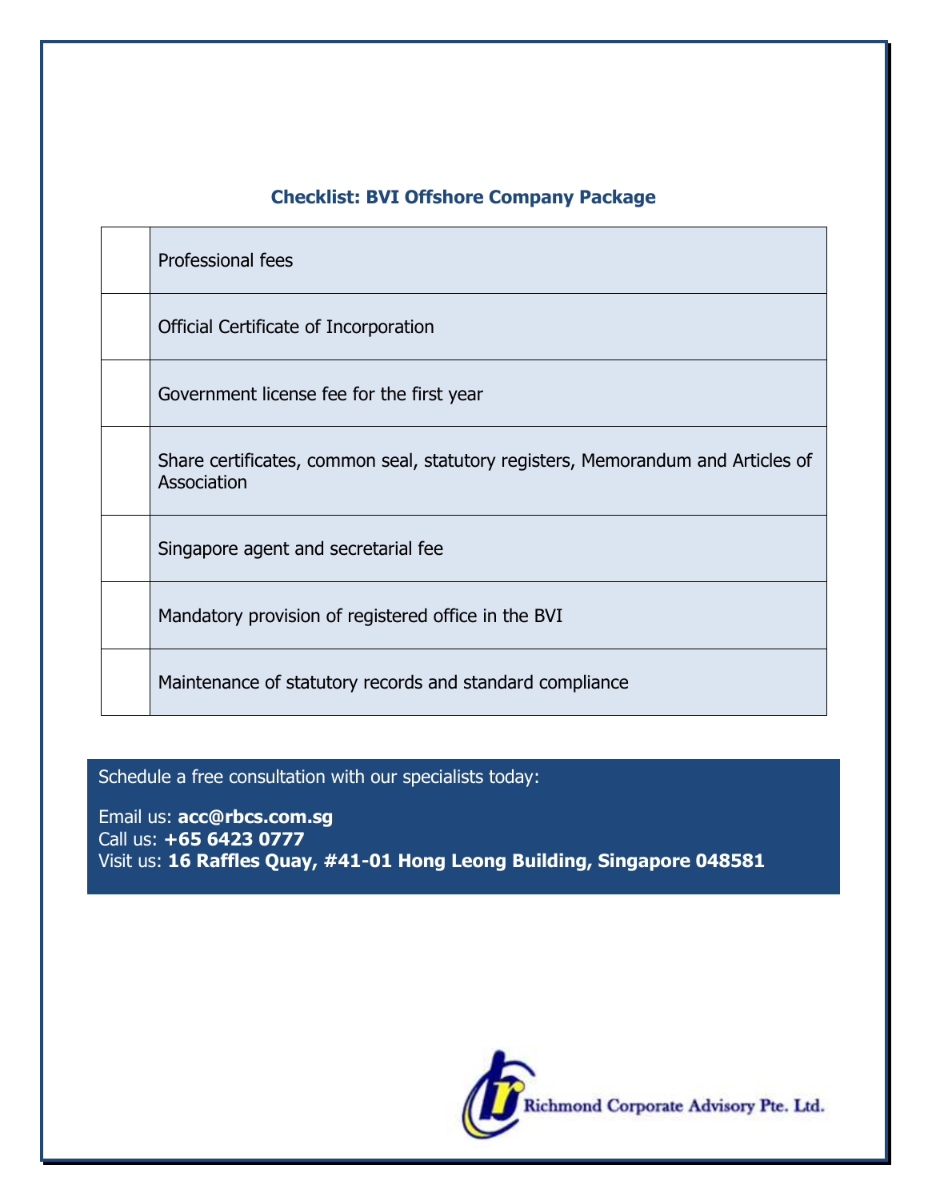## Checklist: BVI Offshore Company Package

| | |
|---|---|
| | Professional fees |
| | Official Certificate of Incorporation |
| | Government license fee for the first year |
| | Share certificates, common seal, statutory registers, Memorandum and Articles of Association |
| | Singapore agent and secretarial fee |
| | Mandatory provision of registered office in the BVI |
| | Maintenance of statutory records and standard compliance |

Schedule a free consultation with our specialists today:

Email us: **acc@rbcs.com.sg**
Call us: **+65 6423 0777**
Visit us: **16 Raffles Quay, #41-01 Hong Leong Building, Singapore 048581**

Richmond Corporate Advisory Pte. Ltd.